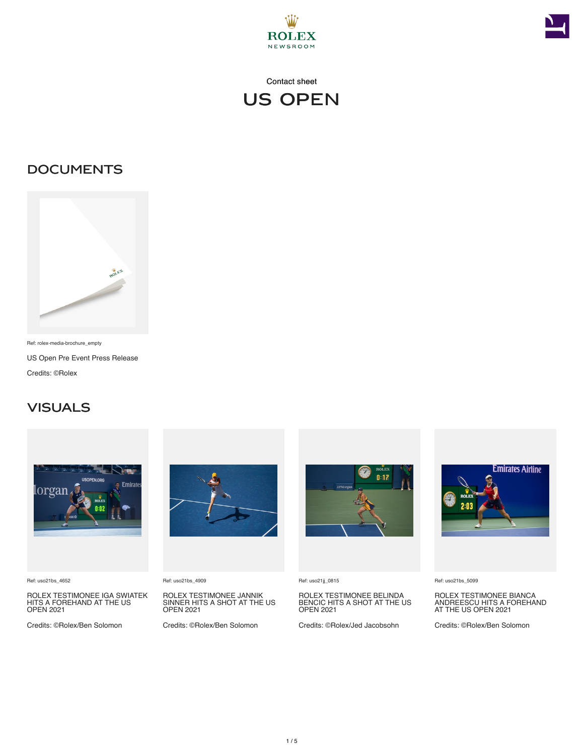Contact sheet

# US OPEN

## DOCUMENTS

Ref: rolex-media-brochure_empty

US Open Pre Event Press Release

Credits: ©Rolex

## VISUALS

Ref: uso21bs_4652

ROLEX TESTIMONEE IGA SWIATEK HITS A FOREHAND AT THE US OPEN 2021

Credits: ©Rolex/Ben Solomon

Ref: uso21bs_4909

ROLEX TESTIMONEE JANNIK SINNER HITS A SHOT AT THE US OPEN 2021

Credits: ©Rolex/Ben Solomon

Ref: uso21jj_0815

ROLEX TESTIMONEE BELINDA BENCIC HITS A SHOT AT THE US OPEN 2021

Credits: ©Rolex/Jed Jacobsohn

Ref: uso21bs_5099

ROLEX TESTIMONEE BIANCA ANDREESCU HITS A FOREHAND AT THE US OPEN 2021

Credits: ©Rolex/Ben Solomon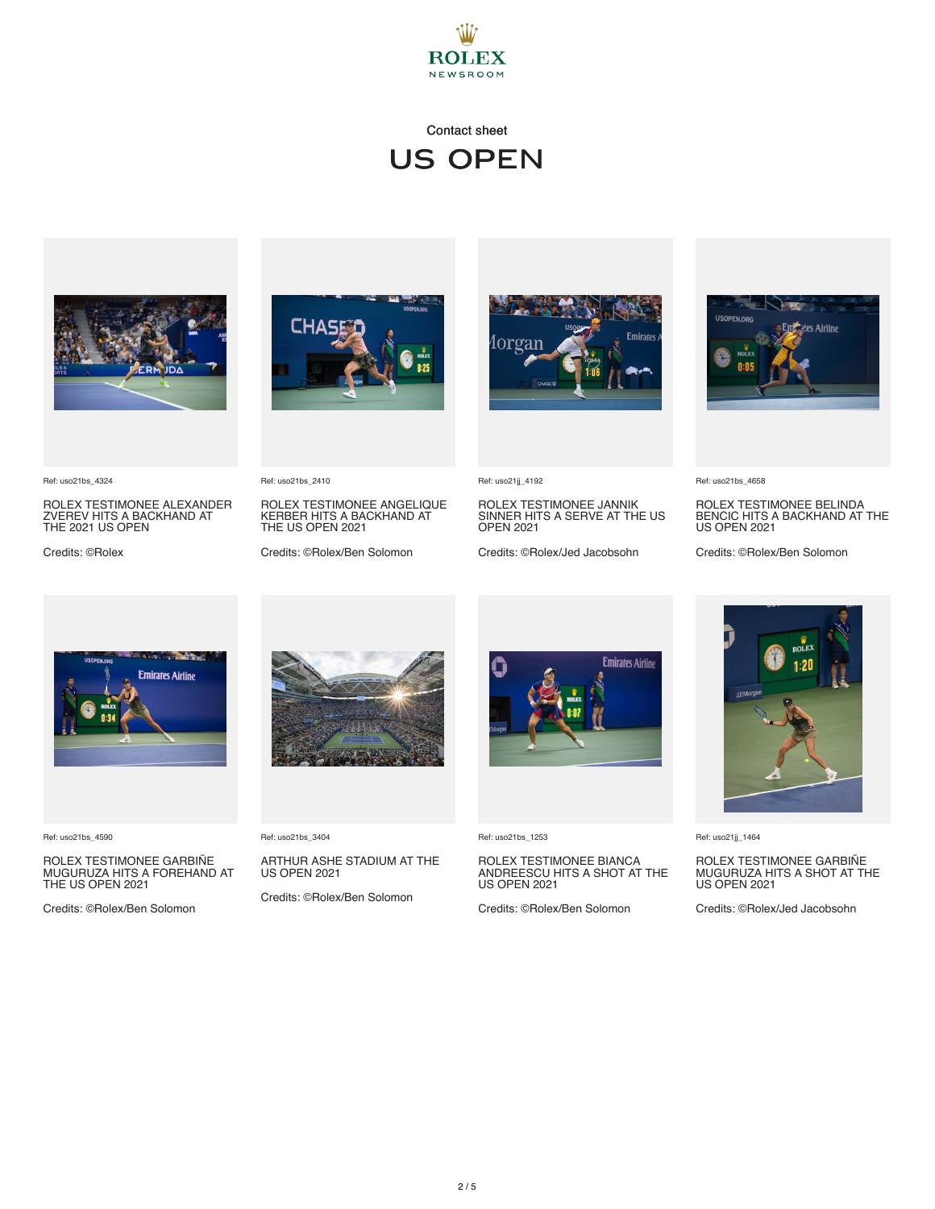ROLEX NEWSROOM

Contact sheet

# US OPEN

Ref: uso21bs_4324

ROLEX TESTIMONEE ALEXANDER ZVEREV HITS A BACKHAND AT THE 2021 US OPEN

Credits: ©Rolex

Ref: uso21bs_2410

ROLEX TESTIMONEE ANGELIQUE KERBER HITS A BACKHAND AT THE US OPEN 2021

Credits: ©Rolex/Ben Solomon

Ref: uso21jj_4192

ROLEX TESTIMONEE JANNIK SINNER HITS A SERVE AT THE US OPEN 2021

Credits: ©Rolex/Jed Jacobsohn

Ref: uso21bs_4658

ROLEX TESTIMONEE BELINDA BENCIC HITS A BACKHAND AT THE US OPEN 2021

Credits: ©Rolex/Ben Solomon

Ref: uso21bs_4590

ROLEX TESTIMONEE GARBIÑE MUGURUZA HITS A FOREHAND AT THE US OPEN 2021

Credits: ©Rolex/Ben Solomon

Ref: uso21bs_3404

ARTHUR ASHE STADIUM AT THE US OPEN 2021

Credits: ©Rolex/Ben Solomon

Ref: uso21bs_1253

ROLEX TESTIMONEE BIANCA ANDREESCU HITS A SHOT AT THE US OPEN 2021

Credits: ©Rolex/Ben Solomon

Ref: uso21jj_1464

ROLEX TESTIMONEE GARBIÑE MUGURUZA HITS A SHOT AT THE US OPEN 2021

Credits: ©Rolex/Jed Jacobsohn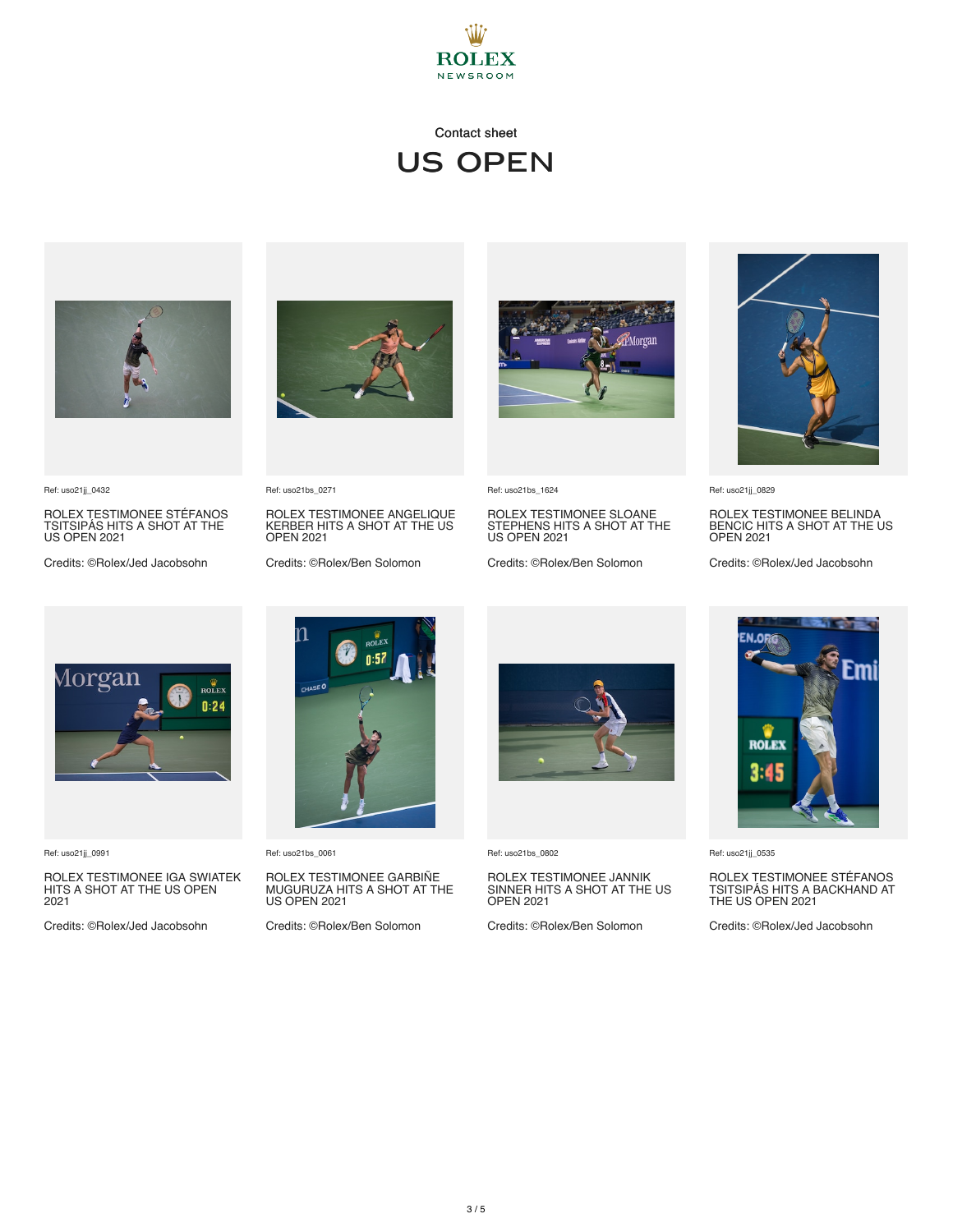ROLEX
NEWSROOM

Contact sheet

# US OPEN

Ref: uso21jj_0432

ROLEX TESTIMONEE STÉFANOS TSITSIPÁS HITS A SHOT AT THE US OPEN 2021

Credits: ©Rolex/Jed Jacobsohn

Ref: uso21bs_0271

ROLEX TESTIMONEE ANGELIQUE KERBER HITS A SHOT AT THE US OPEN 2021

Credits: ©Rolex/Ben Solomon

Ref: uso21bs_1624

ROLEX TESTIMONEE SLOANE STEPHENS HITS A SHOT AT THE US OPEN 2021

Credits: ©Rolex/Ben Solomon

Ref: uso21jj_0829

ROLEX TESTIMONEE BELINDA BENCIC HITS A SHOT AT THE US OPEN 2021

Credits: ©Rolex/Jed Jacobsohn

Ref: uso21jj_0991

ROLEX TESTIMONEE IGA SWIATEK HITS A SHOT AT THE US OPEN 2021

Credits: ©Rolex/Jed Jacobsohn

Ref: uso21bs_0061

ROLEX TESTIMONEE GARBIÑE MUGURUZA HITS A SHOT AT THE US OPEN 2021

Credits: ©Rolex/Ben Solomon

Ref: uso21bs_0802

ROLEX TESTIMONEE JANNIK SINNER HITS A SHOT AT THE US OPEN 2021

Credits: ©Rolex/Ben Solomon

Ref: uso21jj_0535

ROLEX TESTIMONEE STÉFANOS TSITSIPÁS HITS A BACKHAND AT THE US OPEN 2021

Credits: ©Rolex/Jed Jacobsohn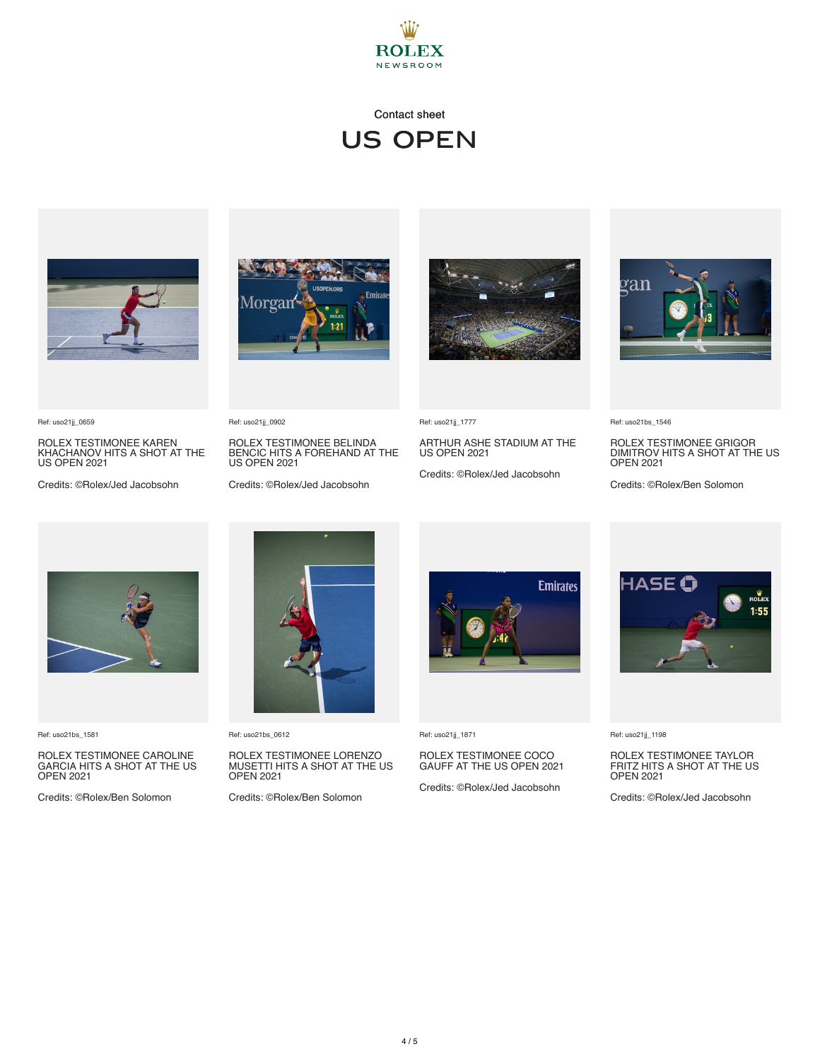ROLEX
NEWSROOM

Contact sheet

# US OPEN

Ref: uso21jj_0659

ROLEX TESTIMONEE KAREN KHACHANOV HITS A SHOT AT THE US OPEN 2021

Credits: ©Rolex/Jed Jacobsohn

Ref: uso21jj_0902

ROLEX TESTIMONEE BELINDA BENCIC HITS A FOREHAND AT THE US OPEN 2021

Credits: ©Rolex/Jed Jacobsohn

Ref: uso21jj_1777

ARTHUR ASHE STADIUM AT THE US OPEN 2021

Credits: ©Rolex/Jed Jacobsohn

Ref: uso21bs_1546

ROLEX TESTIMONEE GRIGOR DIMITROV HITS A SHOT AT THE US OPEN 2021

Credits: ©Rolex/Ben Solomon

Ref: uso21bs_1581

ROLEX TESTIMONEE CAROLINE GARCIA HITS A SHOT AT THE US OPEN 2021

Credits: ©Rolex/Ben Solomon

Ref: uso21bs_0612

ROLEX TESTIMONEE LORENZO MUSETTI HITS A SHOT AT THE US OPEN 2021

Credits: ©Rolex/Ben Solomon

Ref: uso21jj_1871

ROLEX TESTIMONEE COCO GAUFF AT THE US OPEN 2021

Credits: ©Rolex/Jed Jacobsohn

Ref: uso21jj_1198

ROLEX TESTIMONEE TAYLOR FRITZ HITS A SHOT AT THE US OPEN 2021

Credits: ©Rolex/Jed Jacobsohn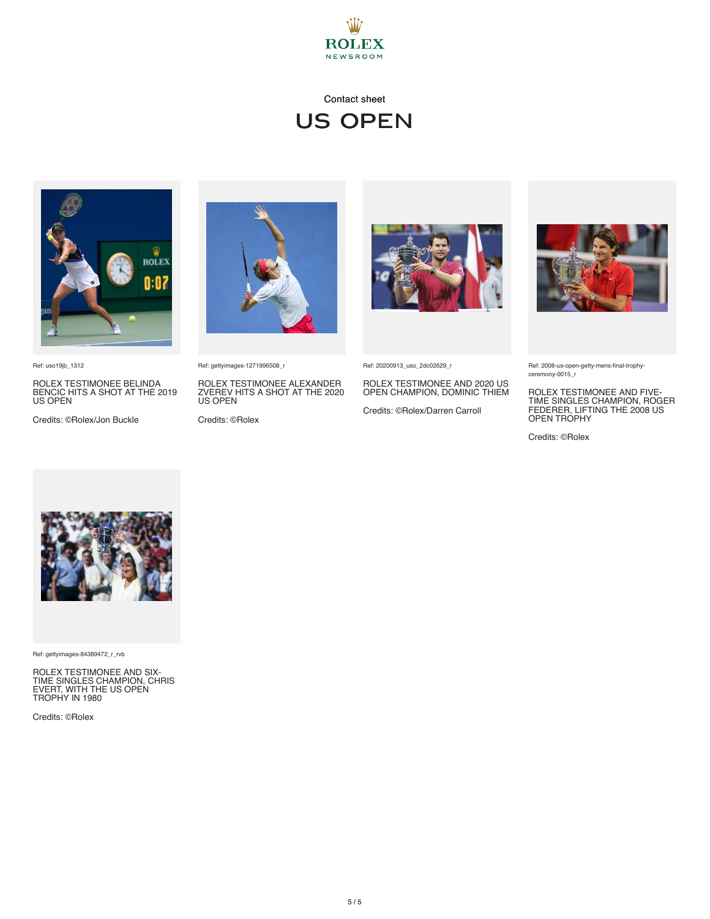Contact sheet

# US OPEN

Ref: uso19jb_1312

ROLEX TESTIMONEE BELINDA BENCIC HITS A SHOT AT THE 2019 US OPEN

Credits: ©Rolex/Jon Buckle

Ref: gettyimages-1271996508_r

ROLEX TESTIMONEE ALEXANDER ZVEREV HITS A SHOT AT THE 2020 US OPEN

Credits: ©Rolex

Ref: 20200913_uso_2dc02629_r

ROLEX TESTIMONEE AND 2020 US OPEN CHAMPION, DOMINIC THIEM

Credits: ©Rolex/Darren Carroll

Ref: 2008-us-open-getty-mens-final-trophy-ceremony-0015_r

ROLEX TESTIMONEE AND FIVE-TIME SINGLES CHAMPION, ROGER FEDERER, LIFTING THE 2008 US OPEN TROPHY

Credits: ©Rolex

Ref: gettyimages-84389472_r_rvb

ROLEX TESTIMONEE AND SIX-TIME SINGLES CHAMPION, CHRIS EVERT, WITH THE US OPEN TROPHY IN 1980

Credits: ©Rolex